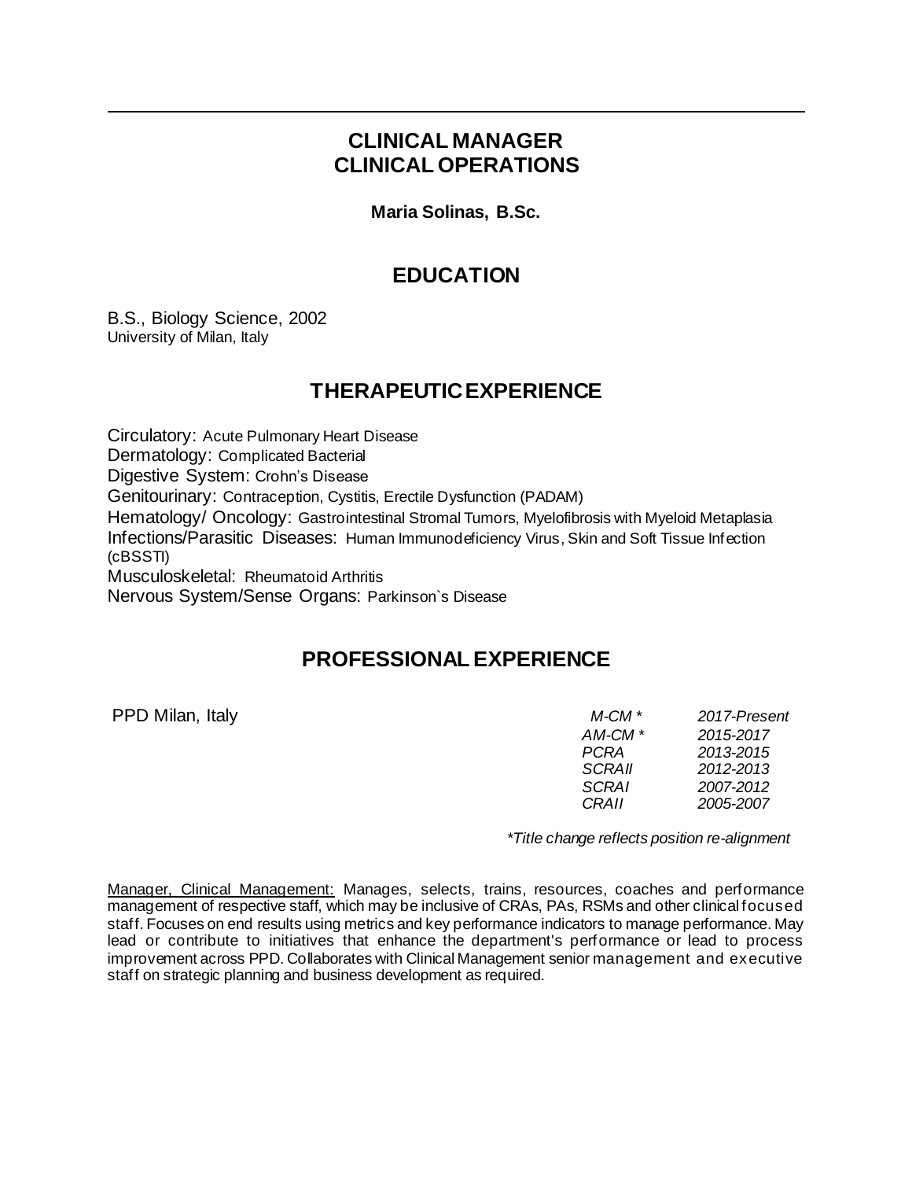# CLINICAL MANAGER
# CLINICAL OPERATIONS

**Maria Solinas, B.Sc.**

## EDUCATION

B.S., Biology Science, 2002
University of Milan, Italy

## THERAPEUTIC EXPERIENCE

Circulatory: Acute Pulmonary Heart Disease
Dermatology: Complicated Bacterial
Digestive System: Crohn's Disease
Genitourinary: Contraception, Cystitis, Erectile Dysfunction (PADAM)
Hematology/ Oncology: Gastrointestinal Stromal Tumors, Myelofibrosis with Myeloid Metaplasia
Infections/Parasitic Diseases: Human Immunodeficiency Virus, Skin and Soft Tissue Infection (cBSSTI)
Musculoskeletal: Rheumatoid Arthritis
Nervous System/Sense Organs: Parkinson`s Disease

## PROFESSIONAL EXPERIENCE

| PPD Milan, Italy | | |
|---|---|---|
| | *M-CM \** | *2017-Present* |
| | *AM-CM \** | *2015-2017* |
| | *PCRA* | *2013-2015* |
| | *SCRAII* | *2012-2013* |
| | *SCRAI* | *2007-2012* |
| | *CRAII* | *2005-2007* |

*\*Title change reflects position re-alignment*

<u>Manager, Clinical Management:</u> Manages, selects, trains, resources, coaches and performance management of respective staff, which may be inclusive of CRAs, PAs, RSMs and other clinical focused staff. Focuses on end results using metrics and key performance indicators to manage performance. May lead or contribute to initiatives that enhance the department's performance or lead to process improvement across PPD. Collaborates with Clinical Management senior management and executive staff on strategic planning and business development as required.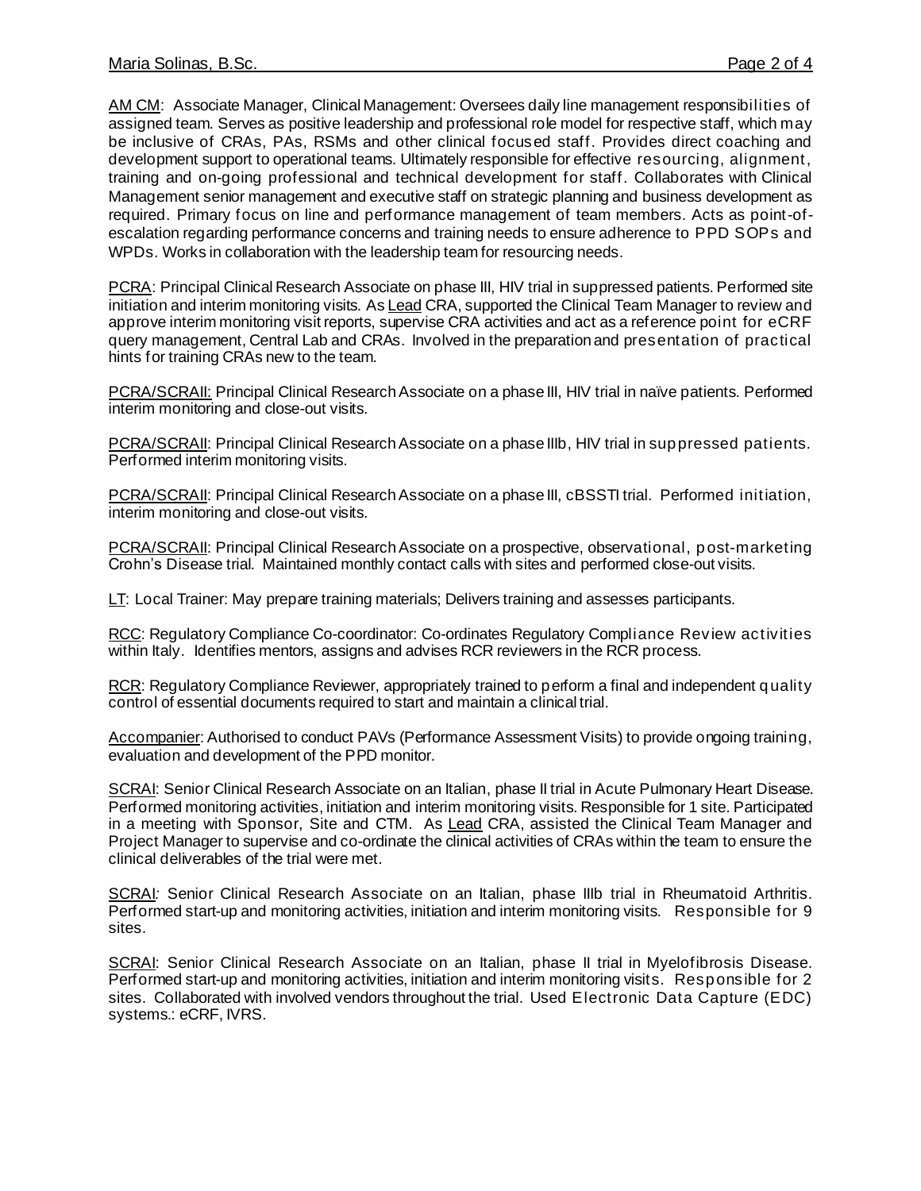<u>AM CM</u>: Associate Manager, Clinical Management: Oversees daily line management responsibilities of assigned team. Serves as positive leadership and professional role model for respective staff, which may be inclusive of CRAs, PAs, RSMs and other clinical focused staff. Provides direct coaching and development support to operational teams. Ultimately responsible for effective resourcing, alignment, training and on-going professional and technical development for staff. Collaborates with Clinical Management senior management and executive staff on strategic planning and business development as required. Primary focus on line and performance management of team members. Acts as point-of-escalation regarding performance concerns and training needs to ensure adherence to PPD SOPs and WPDs. Works in collaboration with the leadership team for resourcing needs.

<u>PCRA</u>: Principal Clinical Research Associate on phase III, HIV trial in suppressed patients. Performed site initiation and interim monitoring visits. As <u>Lead</u> CRA, supported the Clinical Team Manager to review and approve interim monitoring visit reports, supervise CRA activities and act as a reference point for eCRF query management, Central Lab and CRAs. Involved in the preparation and presentation of practical hints for training CRAs new to the team.

<u>PCRA/SCRAII:</u> Principal Clinical Research Associate on a phase III, HIV trial in naïve patients. Performed interim monitoring and close-out visits.

<u>PCRA/SCRAII</u>: Principal Clinical Research Associate on a phase IIIb, HIV trial in suppressed patients. Performed interim monitoring visits.

<u>PCRA/SCRAII</u>: Principal Clinical Research Associate on a phase III, cBSSTI trial. Performed initiation, interim monitoring and close-out visits.

<u>PCRA/SCRAII</u>: Principal Clinical Research Associate on a prospective, observational, post-marketing Crohn's Disease trial. Maintained monthly contact calls with sites and performed close-out visits.

<u>LT</u>: Local Trainer: May prepare training materials; Delivers training and assesses participants.

<u>RCC</u>: Regulatory Compliance Co-coordinator: Co-ordinates Regulatory Compliance Review activities within Italy. Identifies mentors, assigns and advises RCR reviewers in the RCR process.

<u>RCR</u>: Regulatory Compliance Reviewer, appropriately trained to perform a final and independent quality control of essential documents required to start and maintain a clinical trial.

<u>Accompanier</u>: Authorised to conduct PAVs (Performance Assessment Visits) to provide ongoing training, evaluation and development of the PPD monitor.

<u>SCRAI</u>: Senior Clinical Research Associate on an Italian, phase II trial in Acute Pulmonary Heart Disease. Performed monitoring activities, initiation and interim monitoring visits. Responsible for 1 site. Participated in a meeting with Sponsor, Site and CTM. As <u>Lead</u> CRA, assisted the Clinical Team Manager and Project Manager to supervise and co-ordinate the clinical activities of CRAs within the team to ensure the clinical deliverables of the trial were met.

<u>SCRAI</u>*:* Senior Clinical Research Associate on an Italian, phase IIIb trial in Rheumatoid Arthritis. Performed start-up and monitoring activities, initiation and interim monitoring visits. Responsible for 9 sites.

<u>SCRAI</u>: Senior Clinical Research Associate on an Italian, phase II trial in Myelofibrosis Disease. Performed start-up and monitoring activities, initiation and interim monitoring visits. Responsible for 2 sites. Collaborated with involved vendors throughout the trial. Used Electronic Data Capture (EDC) systems.: eCRF, IVRS.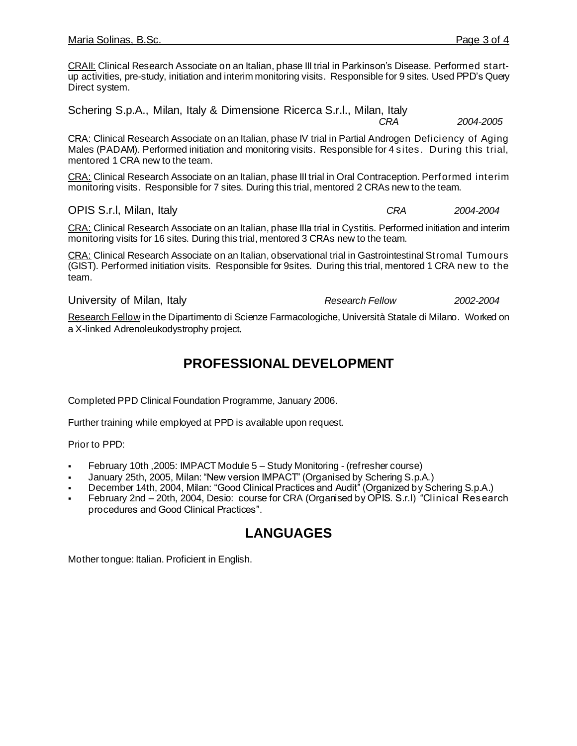<u>CRAII:</u> Clinical Research Associate on an Italian, phase III trial in Parkinson's Disease. Performed start-up activities, pre-study, initiation and interim monitoring visits. Responsible for 9 sites. Used PPD's Query Direct system.

Schering S.p.A., Milan, Italy & Dimensione Ricerca S.r.l., Milan, Italy *CRA* *2004-2005*

<u>CRA:</u> Clinical Research Associate on an Italian, phase IV trial in Partial Androgen Deficiency of Aging Males (PADAM). Performed initiation and monitoring visits. Responsible for 4 sites. During this trial, mentored 1 CRA new to the team.

<u>CRA:</u> Clinical Research Associate on an Italian, phase III trial in Oral Contraception. Performed interim monitoring visits. Responsible for 7 sites. During this trial, mentored 2 CRAs new to the team.

OPIS S.r.l, Milan, Italy *CRA* *2004-2004*

<u>CRA:</u> Clinical Research Associate on an Italian, phase IIIa trial in Cystitis. Performed initiation and interim monitoring visits for 16 sites. During this trial, mentored 3 CRAs new to the team.

<u>CRA:</u> Clinical Research Associate on an Italian, observational trial in Gastrointestinal Stromal Tumours (GIST). Performed initiation visits. Responsible for 9sites. During this trial, mentored 1 CRA new to the team.

University of Milan, Italy *Research Fellow* *2002-2004*

<u>Research Fellow</u> in the Dipartimento di Scienze Farmacologiche, Università Statale di Milano. Worked on a X-linked Adrenoleukodystrophy project.

## PROFESSIONAL DEVELOPMENT

Completed PPD Clinical Foundation Programme, January 2006.

Further training while employed at PPD is available upon request.

Prior to PPD:

- February 10th ,2005: IMPACT Module 5 – Study Monitoring - (refresher course)
- January 25th, 2005, Milan: "New version IMPACT" (Organised by Schering S.p.A.)
- December 14th, 2004, Milan: "Good Clinical Practices and Audit" (Organized by Schering S.p.A.)
- February 2nd – 20th, 2004, Desio: course for CRA (Organised by OPIS. S.r.l) "Clinical Research procedures and Good Clinical Practices".

## LANGUAGES

Mother tongue: Italian. Proficient in English.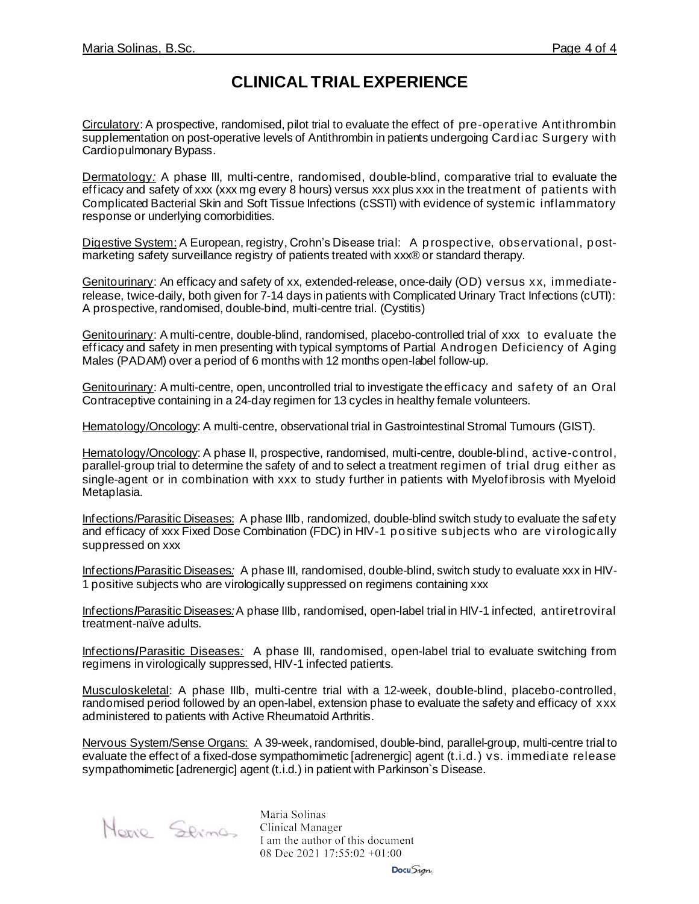# CLINICAL TRIAL EXPERIENCE

Circulatory: A prospective, randomised, pilot trial to evaluate the effect of pre-operative Antithrombin supplementation on post-operative levels of Antithrombin in patients undergoing Cardiac Surgery with Cardiopulmonary Bypass.

Dermatology: A phase III, multi-centre, randomised, double-blind, comparative trial to evaluate the efficacy and safety of xxx (xxx mg every 8 hours) versus xxx plus xxx in the treatment of patients with Complicated Bacterial Skin and Soft Tissue Infections (cSSTI) with evidence of systemic inflammatory response or underlying comorbidities.

Digestive System: A European, registry, Crohn's Disease trial: A prospective, observational, post-marketing safety surveillance registry of patients treated with xxx® or standard therapy.

Genitourinary: An efficacy and safety of xx, extended-release, once-daily (OD) versus xx, immediate-release, twice-daily, both given for 7-14 days in patients with Complicated Urinary Tract Infections (cUTI): A prospective, randomised, double-bind, multi-centre trial. (Cystitis)

Genitourinary: A multi-centre, double-blind, randomised, placebo-controlled trial of xxx to evaluate the efficacy and safety in men presenting with typical symptoms of Partial Androgen Deficiency of Aging Males (PADAM) over a period of 6 months with 12 months open-label follow-up.

Genitourinary: A multi-centre, open, uncontrolled trial to investigate the efficacy and safety of an Oral Contraceptive containing in a 24-day regimen for 13 cycles in healthy female volunteers.

Hematology/Oncology: A multi-centre, observational trial in Gastrointestinal Stromal Tumours (GIST).

Hematology/Oncology: A phase II, prospective, randomised, multi-centre, double-blind, active-control, parallel-group trial to determine the safety of and to select a treatment regimen of trial drug either as single-agent or in combination with xxx to study further in patients with Myelofibrosis with Myeloid Metaplasia.

Infections/Parasitic Diseases: A phase IIIb, randomized, double-blind switch study to evaluate the safety and efficacy of xxx Fixed Dose Combination (FDC) in HIV-1 positive subjects who are virologically suppressed on xxx

Infections/Parasitic Diseases: A phase III, randomised, double-blind, switch study to evaluate xxx in HIV-1 positive subjects who are virologically suppressed on regimens containing xxx

Infections/Parasitic Diseases: A phase IIIb, randomised, open-label trial in HIV-1 infected, antiretroviral treatment-naïve adults.

Infections/Parasitic Diseases: A phase III, randomised, open-label trial to evaluate switching from regimens in virologically suppressed, HIV-1 infected patients.

Musculoskeletal: A phase IIIb, multi-centre trial with a 12-week, double-blind, placebo-controlled, randomised period followed by an open-label, extension phase to evaluate the safety and efficacy of xxx administered to patients with Active Rheumatoid Arthritis.

Nervous System/Sense Organs: A 39-week, randomised, double-bind, parallel-group, multi-centre trial to evaluate the effect of a fixed-dose sympathomimetic [adrenergic] agent (t.i.d.) vs. immediate release sympathomimetic [adrenergic] agent (t.i.d.) in patient with Parkinson`s Disease.

Maria Solinas
Clinical Manager
I am the author of this document
08 Dec 2021 17:55:02 +01:00